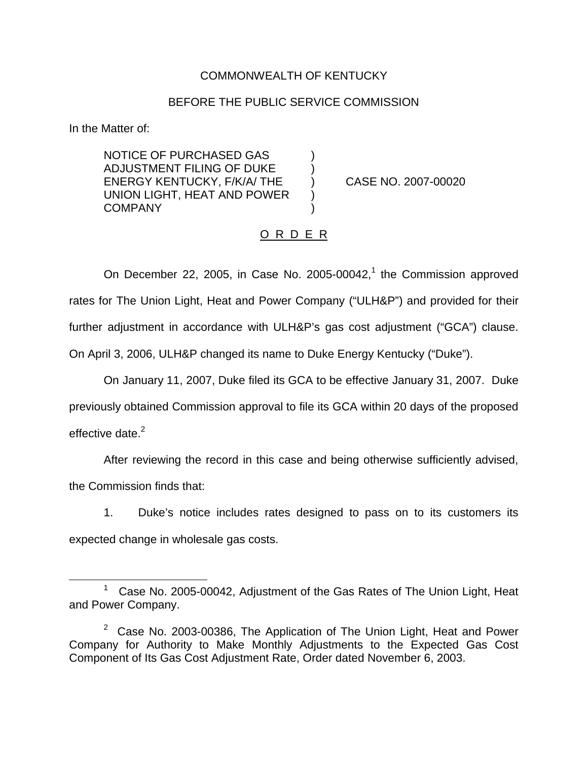COMMONWEALTH OF KENTUCKY

BEFORE THE PUBLIC SERVICE COMMISSION

In the Matter of:

NOTICE OF PURCHASED GAS ADJUSTMENT FILING OF DUKE ENERGY KENTUCKY, F/K/A/ THE UNION LIGHT, HEAT AND POWER COMPANY ) CASE NO. 2007-00020

O R D E R

On December 22, 2005, in Case No. 2005-00042,[1] the Commission approved rates for The Union Light, Heat and Power Company ("ULH&P") and provided for their further adjustment in accordance with ULH&P's gas cost adjustment ("GCA") clause. On April 3, 2006, ULH&P changed its name to Duke Energy Kentucky ("Duke").

On January 11, 2007, Duke filed its GCA to be effective January 31, 2007. Duke previously obtained Commission approval to file its GCA within 20 days of the proposed effective date.[2]

After reviewing the record in this case and being otherwise sufficiently advised, the Commission finds that:

1. Duke's notice includes rates designed to pass on to its customers its expected change in wholesale gas costs.

---

[1] Case No. 2005-00042, Adjustment of the Gas Rates of The Union Light, Heat and Power Company.

[2] Case No. 2003-00386, The Application of The Union Light, Heat and Power Company for Authority to Make Monthly Adjustments to the Expected Gas Cost Component of Its Gas Cost Adjustment Rate, Order dated November 6, 2003.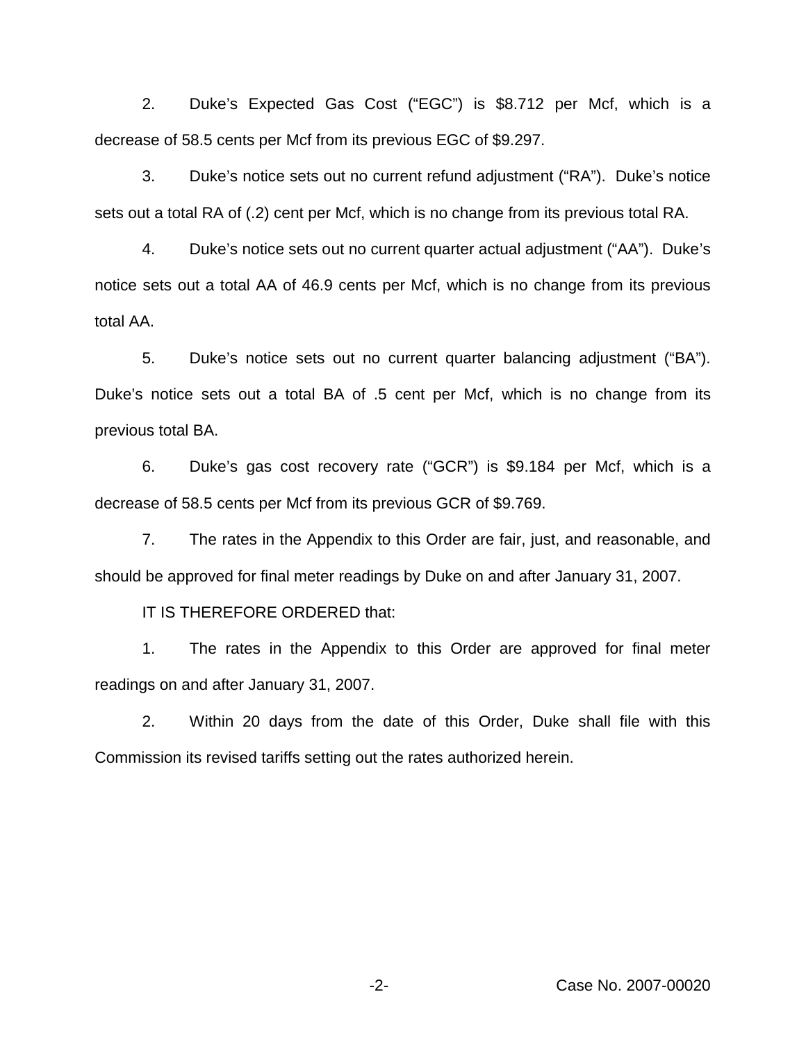2. Duke's Expected Gas Cost ("EGC") is $8.712 per Mcf, which is a decrease of 58.5 cents per Mcf from its previous EGC of $9.297.

3. Duke's notice sets out no current refund adjustment ("RA"). Duke's notice sets out a total RA of (.2) cent per Mcf, which is no change from its previous total RA.

4. Duke's notice sets out no current quarter actual adjustment ("AA"). Duke's notice sets out a total AA of 46.9 cents per Mcf, which is no change from its previous total AA.

5. Duke's notice sets out no current quarter balancing adjustment ("BA"). Duke's notice sets out a total BA of .5 cent per Mcf, which is no change from its previous total BA.

6. Duke's gas cost recovery rate ("GCR") is $9.184 per Mcf, which is a decrease of 58.5 cents per Mcf from its previous GCR of $9.769.

7. The rates in the Appendix to this Order are fair, just, and reasonable, and should be approved for final meter readings by Duke on and after January 31, 2007.

IT IS THEREFORE ORDERED that:

1. The rates in the Appendix to this Order are approved for final meter readings on and after January 31, 2007.

2. Within 20 days from the date of this Order, Duke shall file with this Commission its revised tariffs setting out the rates authorized herein.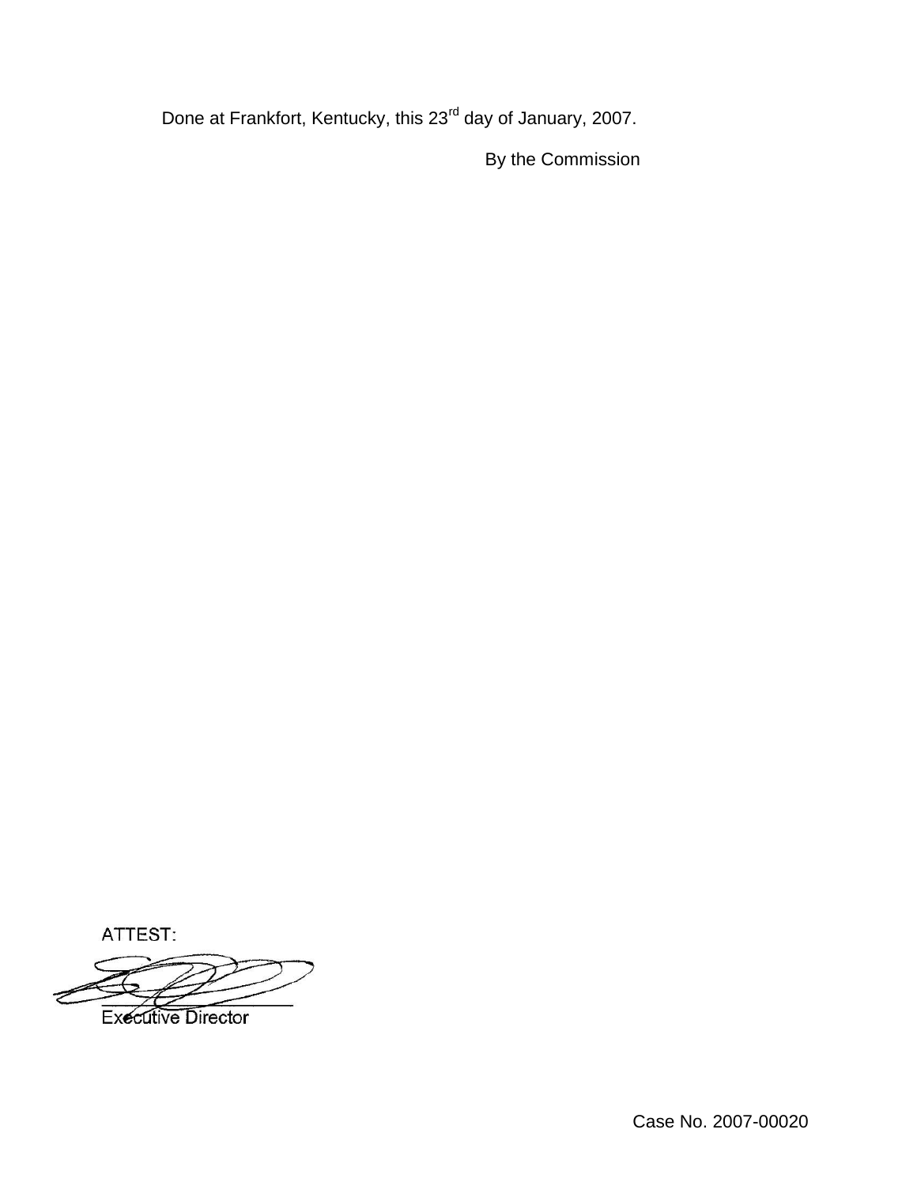Done at Frankfort, Kentucky, this 23rd day of January, 2007.

By the Commission

ATTEST:

Executive Director

Case No. 2007-00020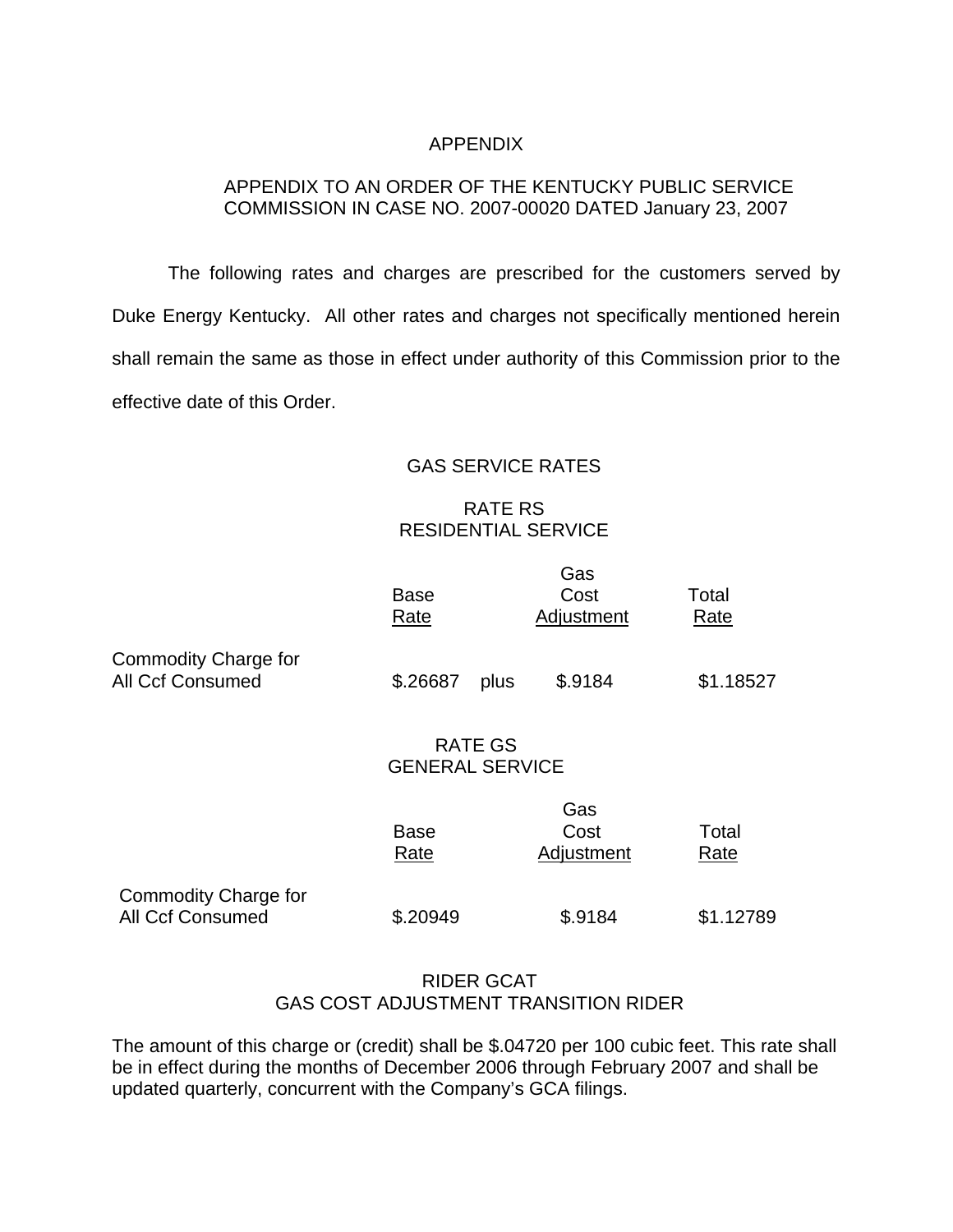# APPENDIX

## APPENDIX TO AN ORDER OF THE KENTUCKY PUBLIC SERVICE COMMISSION IN CASE NO. 2007-00020 DATED January 23, 2007

The following rates and charges are prescribed for the customers served by Duke Energy Kentucky. All other rates and charges not specifically mentioned herein shall remain the same as those in effect under authority of this Commission prior to the effective date of this Order.

## GAS SERVICE RATES

### RATE RS
### RESIDENTIAL SERVICE

| | Base Rate | | Gas Cost Adjustment | Total Rate |
|---|---|---|---|---|
| Commodity Charge for All Ccf Consumed | $.26687 | plus | $.9184 | $1.18527 |

### RATE GS
### GENERAL SERVICE

| | Base Rate | Gas Cost Adjustment | Total Rate |
|---|---|---|---|
| Commodity Charge for All Ccf Consumed | $.20949 | $.9184 | $1.12789 |

### RIDER GCAT
### GAS COST ADJUSTMENT TRANSITION RIDER

The amount of this charge or (credit) shall be $.04720 per 100 cubic feet. This rate shall be in effect during the months of December 2006 through February 2007 and shall be updated quarterly, concurrent with the Company's GCA filings.